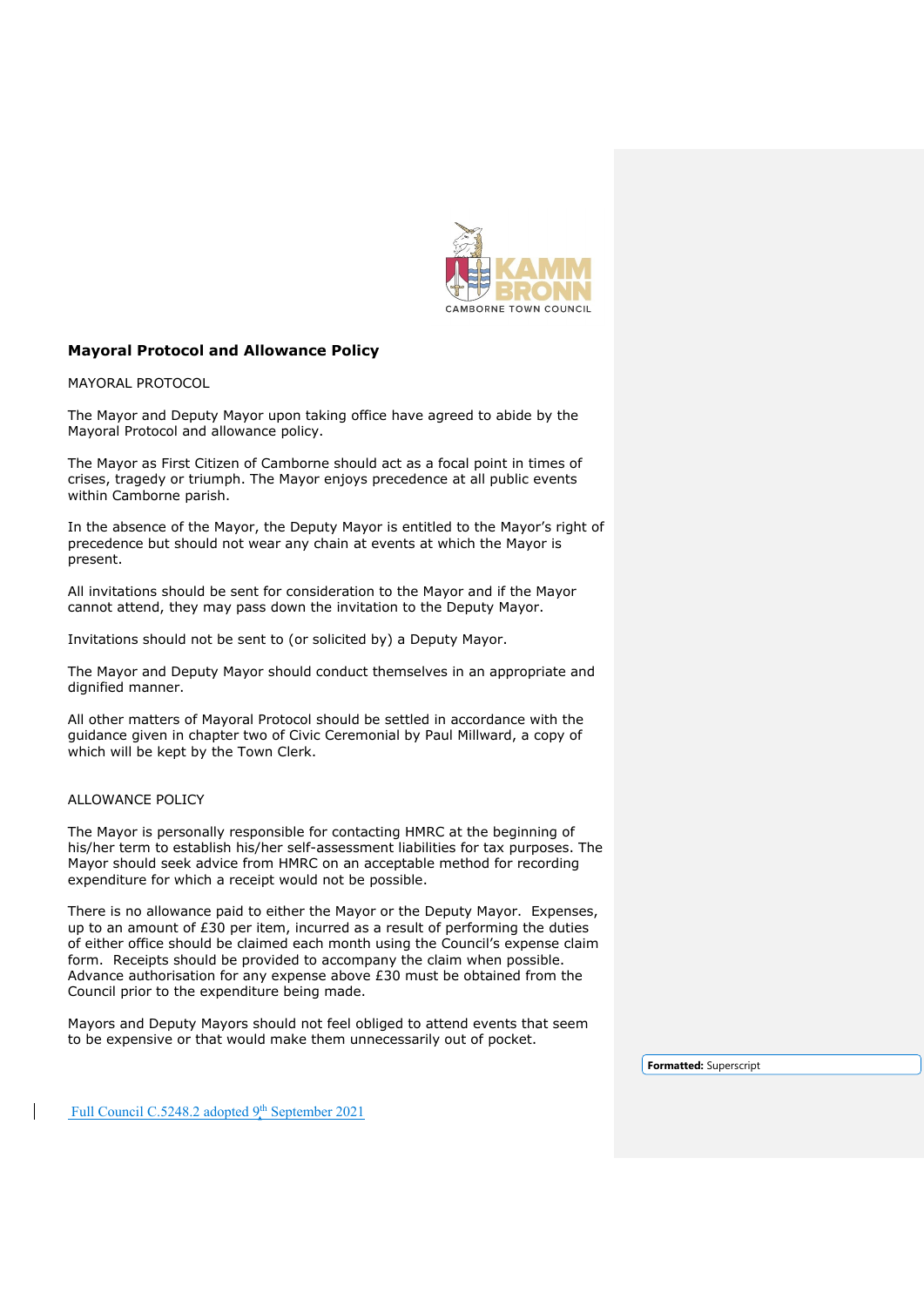## Mayoral Protocol and Allowance Policy

MAYORAL PROTOCOL

The Mayor and Deputy Mayor upon taking office have agreed to abide by the Mayoral Protocol and allowance policy.

The Mayor as First Citizen of Camborne should act as a focal point in times of crises, tragedy or triumph. The Mayor enjoys precedence at all public events within Camborne parish.

In the absence of the Mayor, the Deputy Mayor is entitled to the Mayor's right of precedence but should not wear any chain at events at which the Mayor is present.

All invitations should be sent for consideration to the Mayor and if the Mayor cannot attend, they may pass down the invitation to the Deputy Mayor.

Invitations should not be sent to (or solicited by) a Deputy Mayor.

The Mayor and Deputy Mayor should conduct themselves in an appropriate and dignified manner.

All other matters of Mayoral Protocol should be settled in accordance with the guidance given in chapter two of Civic Ceremonial by Paul Millward, a copy of which will be kept by the Town Clerk.

ALLOWANCE POLICY

The Mayor is personally responsible for contacting HMRC at the beginning of his/her term to establish his/her self-assessment liabilities for tax purposes. The Mayor should seek advice from HMRC on an acceptable method for recording expenditure for which a receipt would not be possible.

There is no allowance paid to either the Mayor or the Deputy Mayor. Expenses, up to an amount of £30 per item, incurred as a result of performing the duties of either office should be claimed each month using the Council's expense claim form. Receipts should be provided to accompany the claim when possible. Advance authorisation for any expense above £30 must be obtained from the Council prior to the expenditure being made.

Mayors and Deputy Mayors should not feel obliged to attend events that seem to be expensive or that would make them unnecessarily out of pocket.

Full Council C.5248.2 adopted 9th September 2021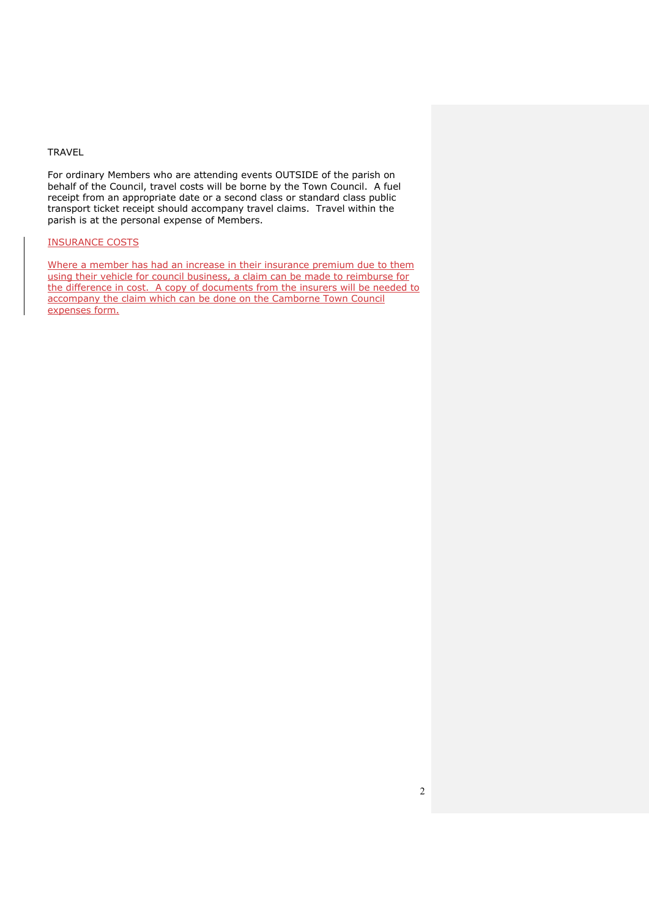## TRAVEL

For ordinary Members who are attending events OUTSIDE of the parish on behalf of the Council, travel costs will be borne by the Town Council. A fuel receipt from an appropriate date or a second class or standard class public transport ticket receipt should accompany travel claims. Travel within the parish is at the personal expense of Members.

## INSURANCE COSTS

Where a member has had an increase in their insurance premium due to them using their vehicle for council business, a claim can be made to reimburse for the difference in cost. A copy of documents from the insurers will be needed to accompany the claim which can be done on the Camborne Town Council expenses form.